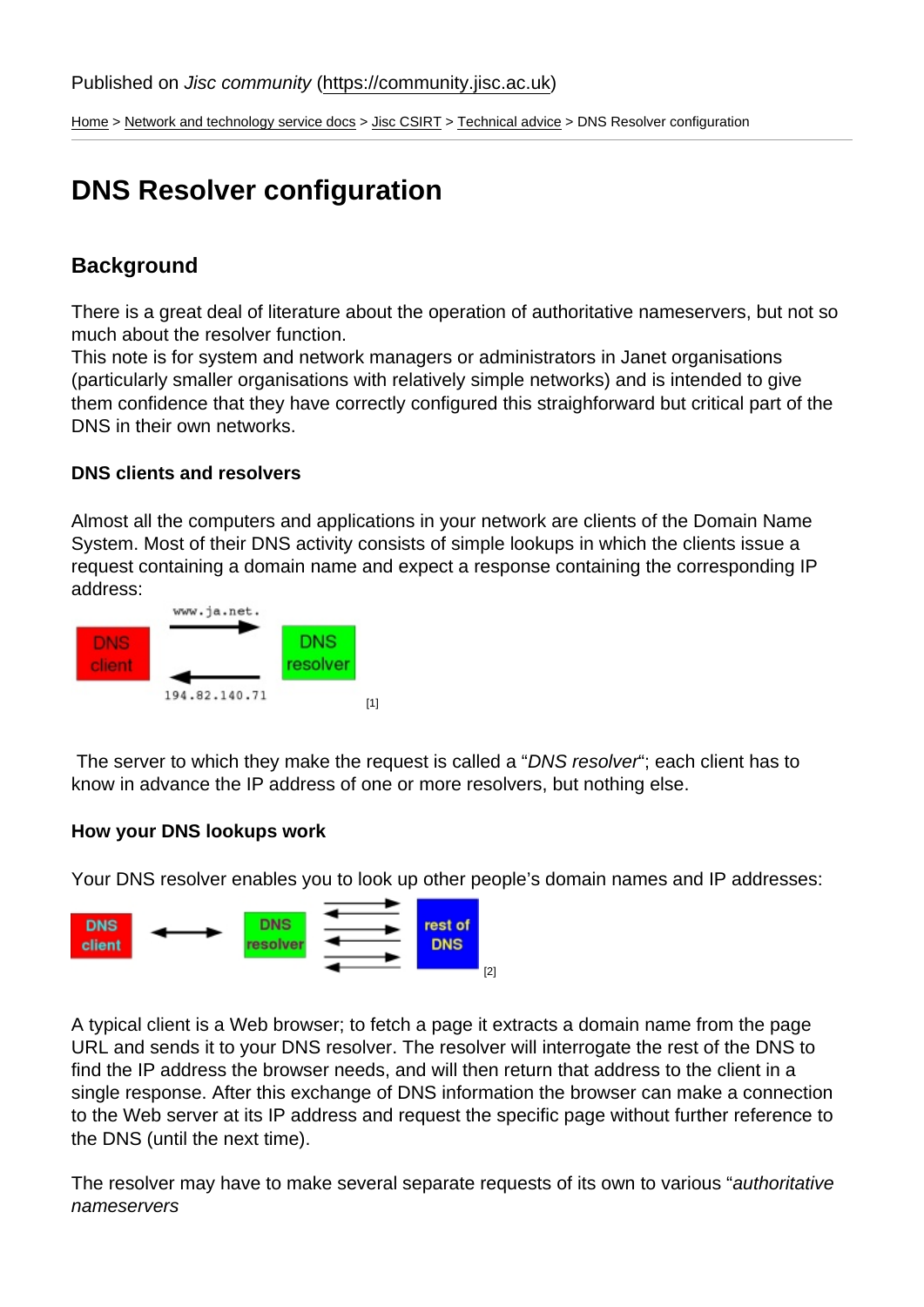Published on *Jisc community* (https://community.jisc.ac.uk)

Home > Network and technology service docs > Jisc CSIRT > Technical advice > DNS Resolver configuration

# DNS Resolver configuration

## Background

There is a great deal of literature about the operation of authoritative nameservers, but not so much about the resolver function.
This note is for system and network managers or administrators in Janet organisations (particularly smaller organisations with relatively simple networks) and is intended to give them confidence that they have correctly configured this straightforward but critical part of the DNS in their own networks.

### DNS clients and resolvers

Almost all the computers and applications in your network are clients of the Domain Name System. Most of their DNS activity consists of simple lookups in which the clients issue a request containing a domain name and expect a response containing the corresponding IP address:

[1]

The server to which they make the request is called a "*DNS resolver*"; each client has to know in advance the IP address of one or more resolvers, but nothing else.

### How your DNS lookups work

Your DNS resolver enables you to look up other people's domain names and IP addresses:

[2]

A typical client is a Web browser; to fetch a page it extracts a domain name from the page URL and sends it to your DNS resolver. The resolver will interrogate the rest of the DNS to find the IP address the browser needs, and will then return that address to the client in a single response. After this exchange of DNS information the browser can make a connection to the Web server at its IP address and request the specific page without further reference to the DNS (until the next time).

The resolver may have to make several separate requests of its own to various "*authoritative nameservers*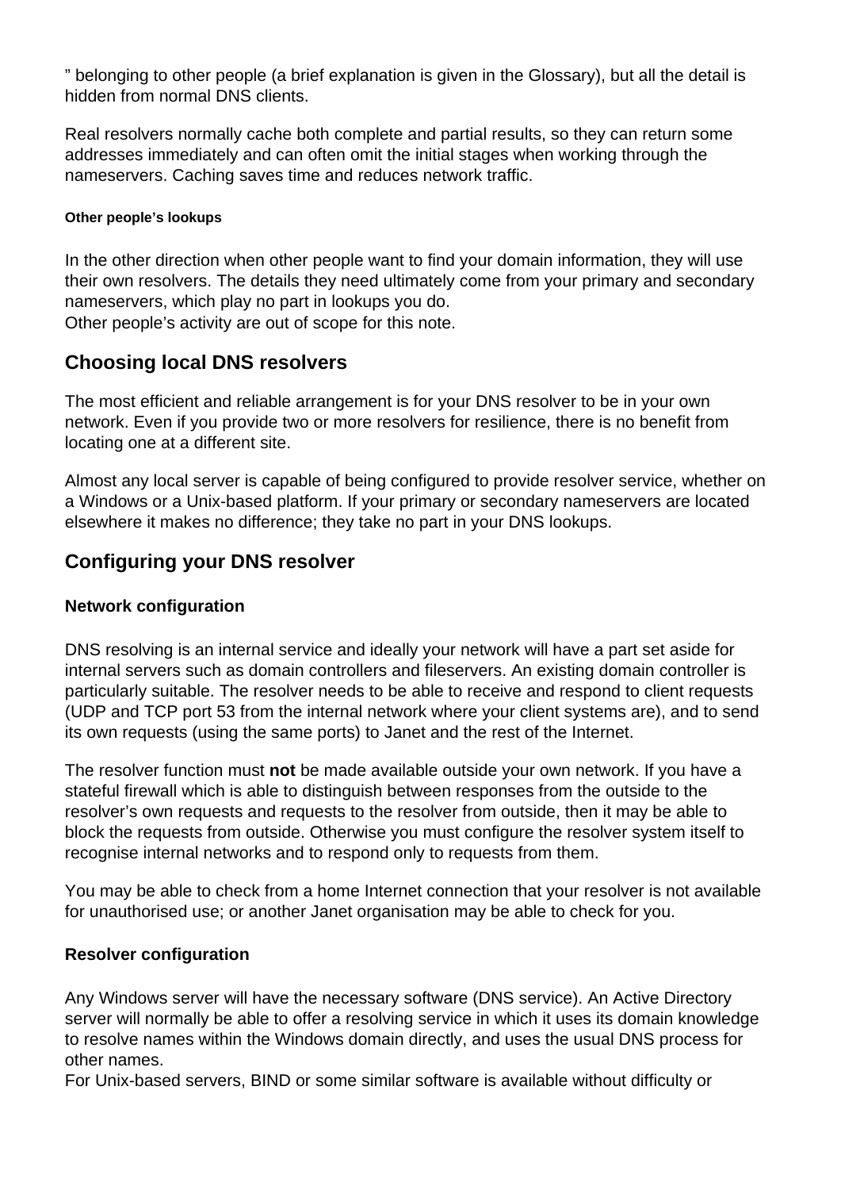” belonging to other people (a brief explanation is given in the Glossary), but all the detail is hidden from normal DNS clients.

Real resolvers normally cache both complete and partial results, so they can return some addresses immediately and can often omit the initial stages when working through the nameservers. Caching saves time and reduces network traffic.

#### Other people’s lookups

In the other direction when other people want to find your domain information, they will use their own resolvers. The details they need ultimately come from your primary and secondary nameservers, which play no part in lookups you do.
Other people’s activity are out of scope for this note.

## Choosing local DNS resolvers

The most efficient and reliable arrangement is for your DNS resolver to be in your own network. Even if you provide two or more resolvers for resilience, there is no benefit from locating one at a different site.

Almost any local server is capable of being configured to provide resolver service, whether on a Windows or a Unix-based platform. If your primary or secondary nameservers are located elsewhere it makes no difference; they take no part in your DNS lookups.

## Configuring your DNS resolver

### Network configuration

DNS resolving is an internal service and ideally your network will have a part set aside for internal servers such as domain controllers and fileservers. An existing domain controller is particularly suitable. The resolver needs to be able to receive and respond to client requests (UDP and TCP port 53 from the internal network where your client systems are), and to send its own requests (using the same ports) to Janet and the rest of the Internet.

The resolver function must **not** be made available outside your own network. If you have a stateful firewall which is able to distinguish between responses from the outside to the resolver’s own requests and requests to the resolver from outside, then it may be able to block the requests from outside. Otherwise you must configure the resolver system itself to recognise internal networks and to respond only to requests from them.

You may be able to check from a home Internet connection that your resolver is not available for unauthorised use; or another Janet organisation may be able to check for you.

### Resolver configuration

Any Windows server will have the necessary software (DNS service). An Active Directory server will normally be able to offer a resolving service in which it uses its domain knowledge to resolve names within the Windows domain directly, and uses the usual DNS process for other names.
For Unix-based servers, BIND or some similar software is available without difficulty or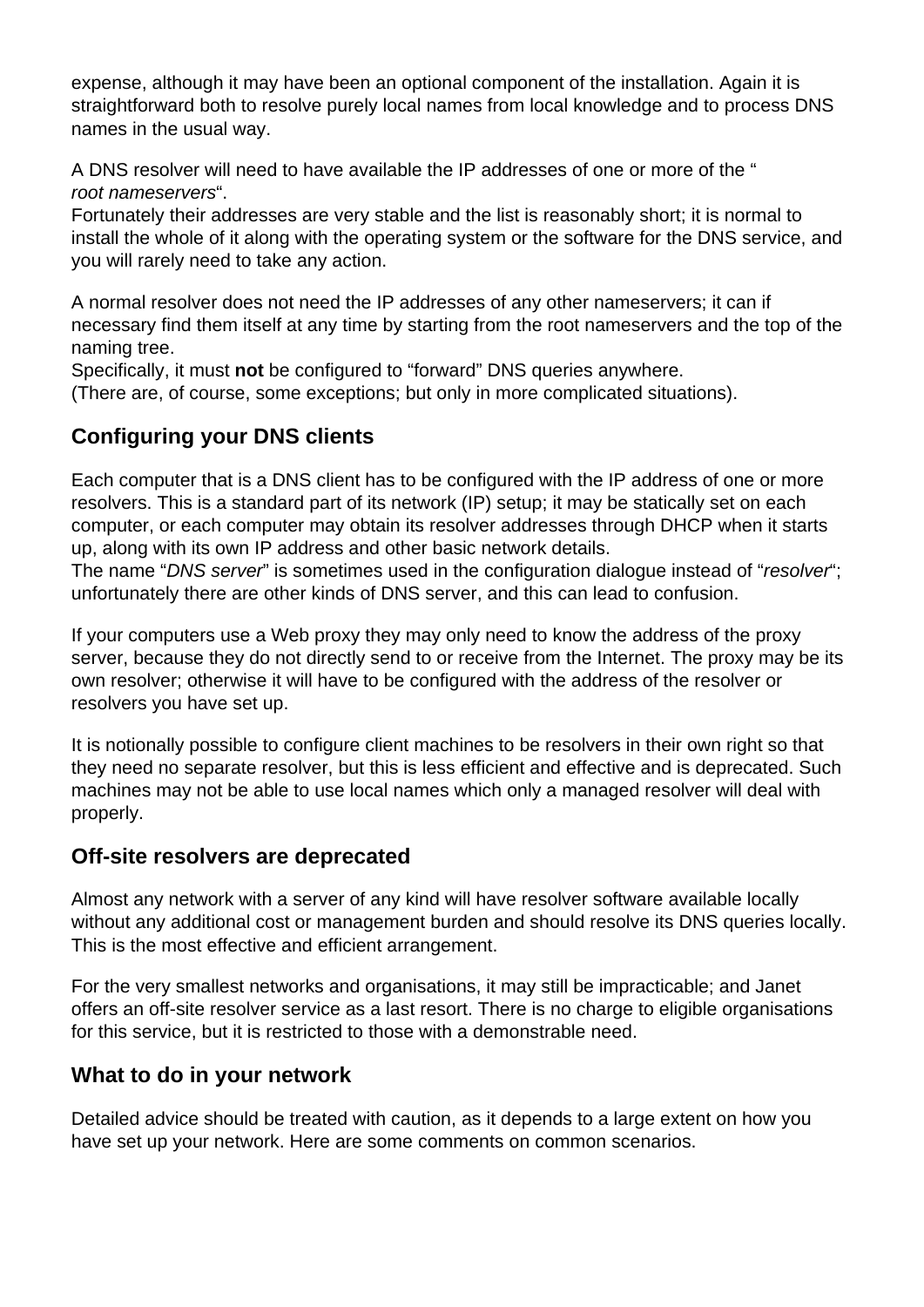expense, although it may have been an optional component of the installation. Again it is straightforward both to resolve purely local names from local knowledge and to process DNS names in the usual way.

A DNS resolver will need to have available the IP addresses of one or more of the “*root nameservers*“.
Fortunately their addresses are very stable and the list is reasonably short; it is normal to install the whole of it along with the operating system or the software for the DNS service, and you will rarely need to take any action.

A normal resolver does not need the IP addresses of any other nameservers; it can if necessary find them itself at any time by starting from the root nameservers and the top of the naming tree.
Specifically, it must **not** be configured to “forward” DNS queries anywhere.
(There are, of course, some exceptions; but only in more complicated situations).

## Configuring your DNS clients

Each computer that is a DNS client has to be configured with the IP address of one or more resolvers. This is a standard part of its network (IP) setup; it may be statically set on each computer, or each computer may obtain its resolver addresses through DHCP when it starts up, along with its own IP address and other basic network details.
The name “*DNS server*” is sometimes used in the configuration dialogue instead of “*resolver*“; unfortunately there are other kinds of DNS server, and this can lead to confusion.

If your computers use a Web proxy they may only need to know the address of the proxy server, because they do not directly send to or receive from the Internet. The proxy may be its own resolver; otherwise it will have to be configured with the address of the resolver or resolvers you have set up.

It is notionally possible to configure client machines to be resolvers in their own right so that they need no separate resolver, but this is less efficient and effective and is deprecated. Such machines may not be able to use local names which only a managed resolver will deal with properly.

## Off-site resolvers are deprecated

Almost any network with a server of any kind will have resolver software available locally without any additional cost or management burden and should resolve its DNS queries locally. This is the most effective and efficient arrangement.

For the very smallest networks and organisations, it may still be impracticable; and Janet offers an off-site resolver service as a last resort. There is no charge to eligible organisations for this service, but it is restricted to those with a demonstrable need.

## What to do in your network

Detailed advice should be treated with caution, as it depends to a large extent on how you have set up your network. Here are some comments on common scenarios.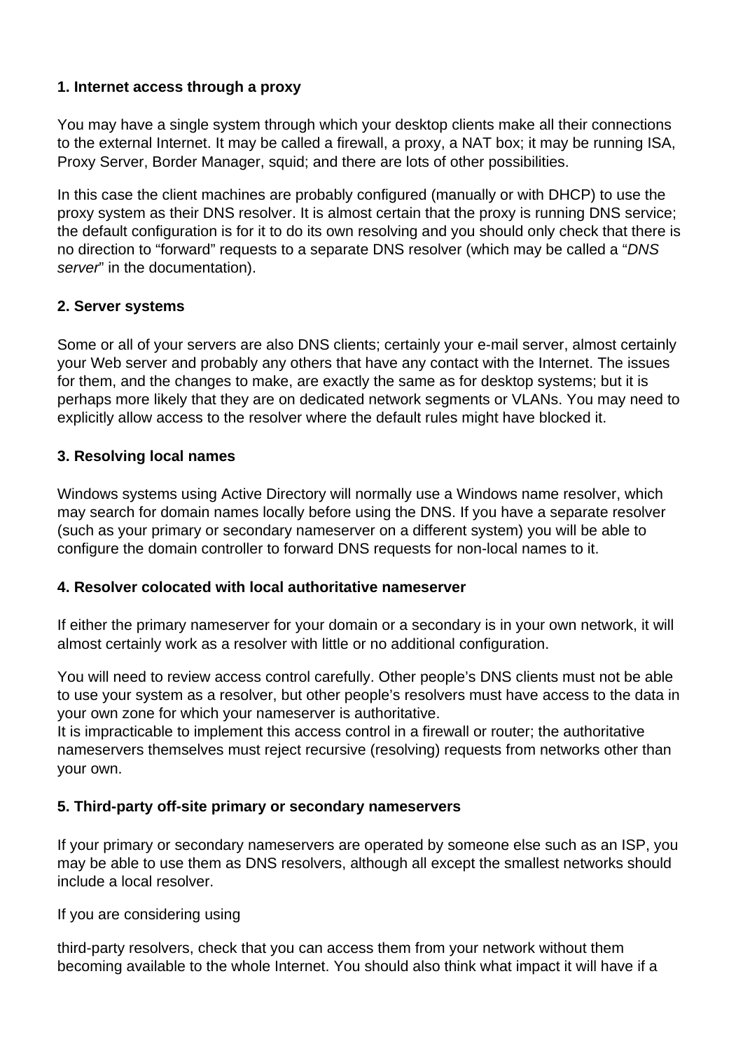**1. Internet access through a proxy**

You may have a single system through which your desktop clients make all their connections to the external Internet. It may be called a firewall, a proxy, a NAT box; it may be running ISA, Proxy Server, Border Manager, squid; and there are lots of other possibilities.

In this case the client machines are probably configured (manually or with DHCP) to use the proxy system as their DNS resolver. It is almost certain that the proxy is running DNS service; the default configuration is for it to do its own resolving and you should only check that there is no direction to "forward" requests to a separate DNS resolver (which may be called a "*DNS server*" in the documentation).

**2. Server systems**

Some or all of your servers are also DNS clients; certainly your e-mail server, almost certainly your Web server and probably any others that have any contact with the Internet. The issues for them, and the changes to make, are exactly the same as for desktop systems; but it is perhaps more likely that they are on dedicated network segments or VLANs. You may need to explicitly allow access to the resolver where the default rules might have blocked it.

**3. Resolving local names**

Windows systems using Active Directory will normally use a Windows name resolver, which may search for domain names locally before using the DNS. If you have a separate resolver (such as your primary or secondary nameserver on a different system) you will be able to configure the domain controller to forward DNS requests for non-local names to it.

**4. Resolver colocated with local authoritative nameserver**

If either the primary nameserver for your domain or a secondary is in your own network, it will almost certainly work as a resolver with little or no additional configuration.

You will need to review access control carefully. Other people's DNS clients must not be able to use your system as a resolver, but other people's resolvers must have access to the data in your own zone for which your nameserver is authoritative.
It is impracticable to implement this access control in a firewall or router; the authoritative nameservers themselves must reject recursive (resolving) requests from networks other than your own.

**5. Third-party off-site primary or secondary nameservers**

If your primary or secondary nameservers are operated by someone else such as an ISP, you may be able to use them as DNS resolvers, although all except the smallest networks should include a local resolver.

If you are considering using

third-party resolvers, check that you can access them from your network without them becoming available to the whole Internet. You should also think what impact it will have if a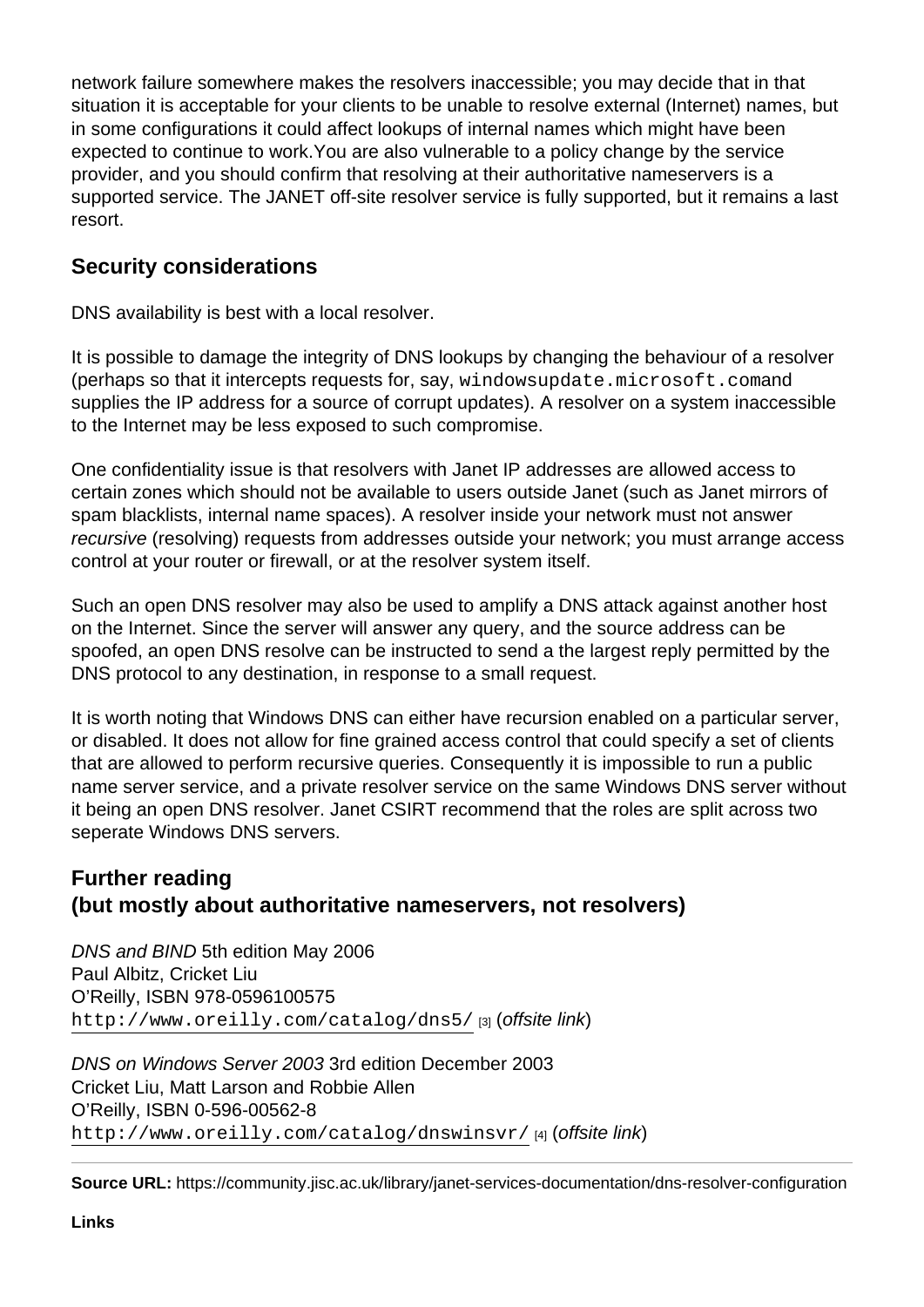network failure somewhere makes the resolvers inaccessible; you may decide that in that situation it is acceptable for your clients to be unable to resolve external (Internet) names, but in some configurations it could affect lookups of internal names which might have been expected to continue to work.You are also vulnerable to a policy change by the service provider, and you should confirm that resolving at their authoritative nameservers is a supported service. The JANET off-site resolver service is fully supported, but it remains a last resort.

## Security considerations

DNS availability is best with a local resolver.

It is possible to damage the integrity of DNS lookups by changing the behaviour of a resolver (perhaps so that it intercepts requests for, say, `windowsupdate.microsoft.com`and supplies the IP address for a source of corrupt updates). A resolver on a system inaccessible to the Internet may be less exposed to such compromise.

One confidentiality issue is that resolvers with Janet IP addresses are allowed access to certain zones which should not be available to users outside Janet (such as Janet mirrors of spam blacklists, internal name spaces). A resolver inside your network must not answer *recursive* (resolving) requests from addresses outside your network; you must arrange access control at your router or firewall, or at the resolver system itself.

Such an open DNS resolver may also be used to amplify a DNS attack against another host on the Internet. Since the server will answer any query, and the source address can be spoofed, an open DNS resolve can be instructed to send a the largest reply permitted by the DNS protocol to any destination, in response to a small request.

It is worth noting that Windows DNS can either have recursion enabled on a particular server, or disabled. It does not allow for fine grained access control that could specify a set of clients that are allowed to perform recursive queries. Consequently it is impossible to run a public name server service, and a private resolver service on the same Windows DNS server without it being an open DNS resolver. Janet CSIRT recommend that the roles are split across two seperate Windows DNS servers.

## Further reading
## (but mostly about authoritative nameservers, not resolvers)

*DNS and BIND* 5th edition May 2006
Paul Albitz, Cricket Liu
O'Reilly, ISBN 978-0596100575
`http://www.oreilly.com/catalog/dns5/` [3] (*offsite link*)

*DNS on Windows Server 2003* 3rd edition December 2003
Cricket Liu, Matt Larson and Robbie Allen
O'Reilly, ISBN 0-596-00562-8
`http://www.oreilly.com/catalog/dnswinsvr/` [4] (*offsite link*)

---

**Source URL:** https://community.jisc.ac.uk/library/janet-services-documentation/dns-resolver-configuration

**Links**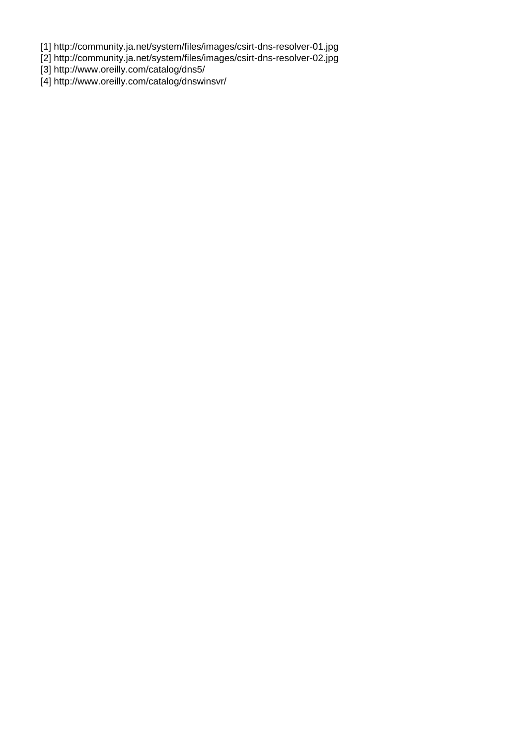[1] http://community.ja.net/system/files/images/csirt-dns-resolver-01.jpg
[2] http://community.ja.net/system/files/images/csirt-dns-resolver-02.jpg
[3] http://www.oreilly.com/catalog/dns5/
[4] http://www.oreilly.com/catalog/dnswinsvr/